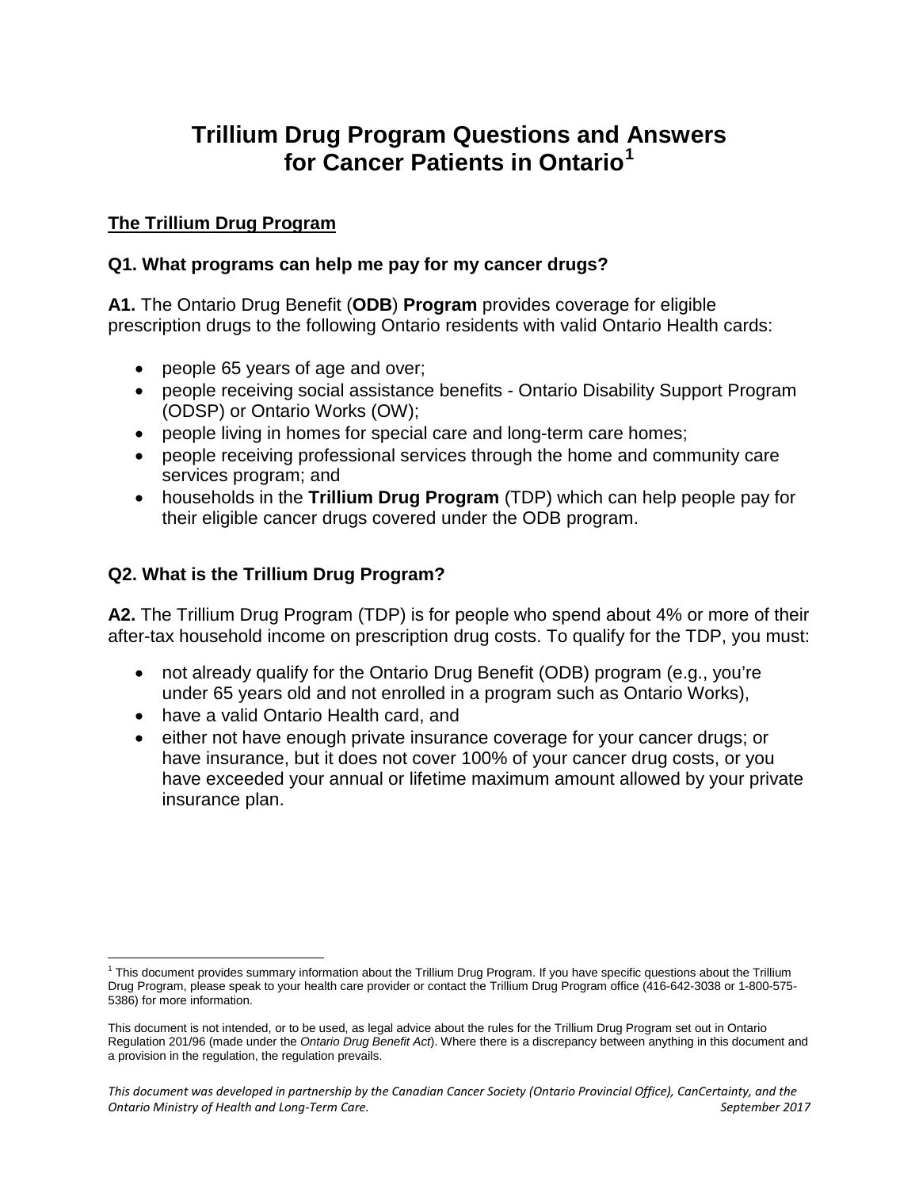# Trillium Drug Program Questions and Answers for Cancer Patients in Ontario[1]

## The Trillium Drug Program

### Q1. What programs can help me pay for my cancer drugs?

**A1.** The Ontario Drug Benefit (**ODB**) **Program** provides coverage for eligible prescription drugs to the following Ontario residents with valid Ontario Health cards:

- people 65 years of age and over;
- people receiving social assistance benefits - Ontario Disability Support Program (ODSP) or Ontario Works (OW);
- people living in homes for special care and long-term care homes;
- people receiving professional services through the home and community care services program; and
- households in the **Trillium Drug Program** (TDP) which can help people pay for their eligible cancer drugs covered under the ODB program.

### Q2. What is the Trillium Drug Program?

**A2.** The Trillium Drug Program (TDP) is for people who spend about 4% or more of their after-tax household income on prescription drug costs. To qualify for the TDP, you must:

- not already qualify for the Ontario Drug Benefit (ODB) program (e.g., you're under 65 years old and not enrolled in a program such as Ontario Works),
- have a valid Ontario Health card, and
- either not have enough private insurance coverage for your cancer drugs; or have insurance, but it does not cover 100% of your cancer drug costs, or you have exceeded your annual or lifetime maximum amount allowed by your private insurance plan.

---

[1] This document provides summary information about the Trillium Drug Program. If you have specific questions about the Trillium Drug Program, please speak to your health care provider or contact the Trillium Drug Program office (416-642-3038 or 1-800-575-5386) for more information.

This document is not intended, or to be used, as legal advice about the rules for the Trillium Drug Program set out in Ontario Regulation 201/96 (made under the *Ontario Drug Benefit Act*). Where there is a discrepancy between anything in this document and a provision in the regulation, the regulation prevails.

*This document was developed in partnership by the Canadian Cancer Society (Ontario Provincial Office), CanCertainty, and the Ontario Ministry of Health and Long-Term Care.* *September 2017*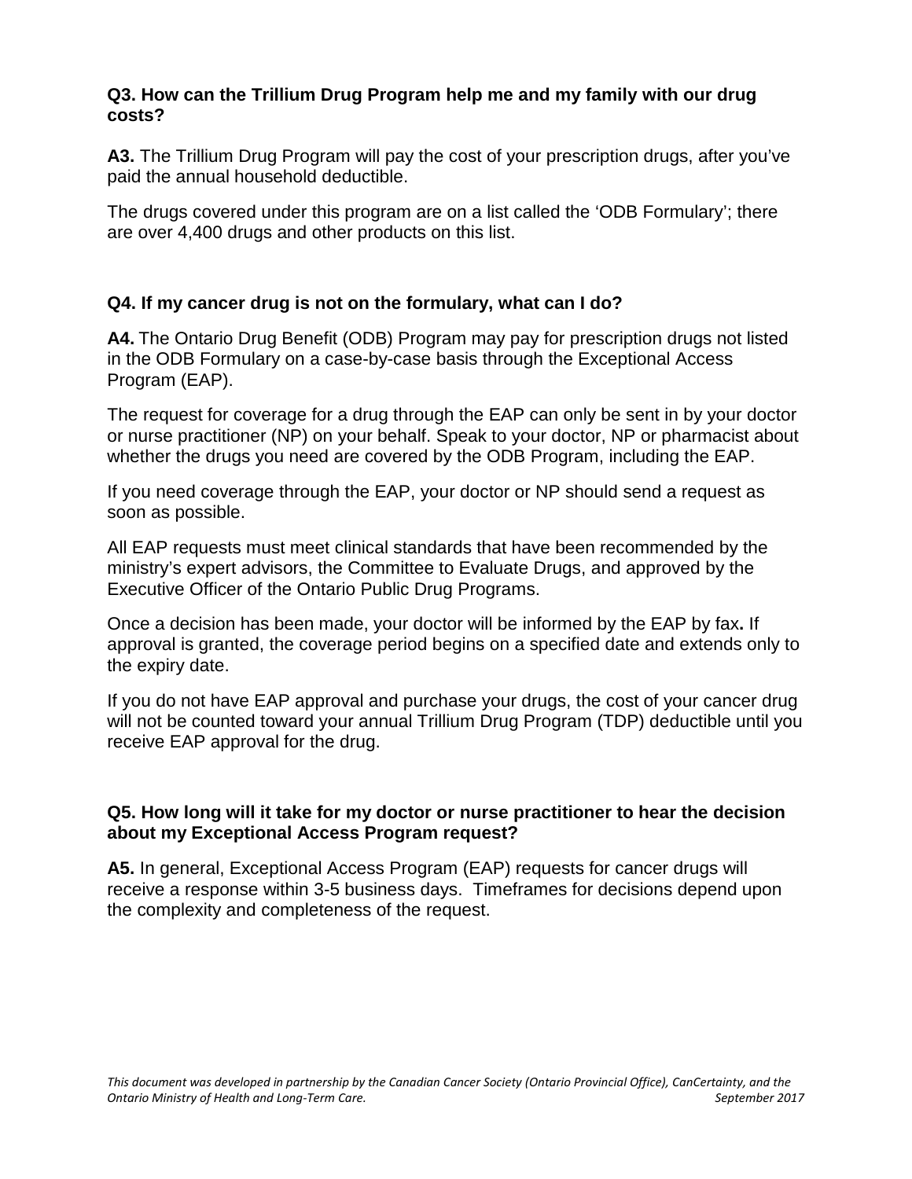**Q3. How can the Trillium Drug Program help me and my family with our drug costs?**

**A3.** The Trillium Drug Program will pay the cost of your prescription drugs, after you've paid the annual household deductible.

The drugs covered under this program are on a list called the 'ODB Formulary'; there are over 4,400 drugs and other products on this list.

**Q4. If my cancer drug is not on the formulary, what can I do?**

**A4.** The Ontario Drug Benefit (ODB) Program may pay for prescription drugs not listed in the ODB Formulary on a case-by-case basis through the Exceptional Access Program (EAP).

The request for coverage for a drug through the EAP can only be sent in by your doctor or nurse practitioner (NP) on your behalf. Speak to your doctor, NP or pharmacist about whether the drugs you need are covered by the ODB Program, including the EAP.

If you need coverage through the EAP, your doctor or NP should send a request as soon as possible.

All EAP requests must meet clinical standards that have been recommended by the ministry's expert advisors, the Committee to Evaluate Drugs, and approved by the Executive Officer of the Ontario Public Drug Programs.

Once a decision has been made, your doctor will be informed by the EAP by fax**.** If approval is granted, the coverage period begins on a specified date and extends only to the expiry date.

If you do not have EAP approval and purchase your drugs, the cost of your cancer drug will not be counted toward your annual Trillium Drug Program (TDP) deductible until you receive EAP approval for the drug.

**Q5. How long will it take for my doctor or nurse practitioner to hear the decision about my Exceptional Access Program request?**

**A5.** In general, Exceptional Access Program (EAP) requests for cancer drugs will receive a response within 3-5 business days. Timeframes for decisions depend upon the complexity and completeness of the request.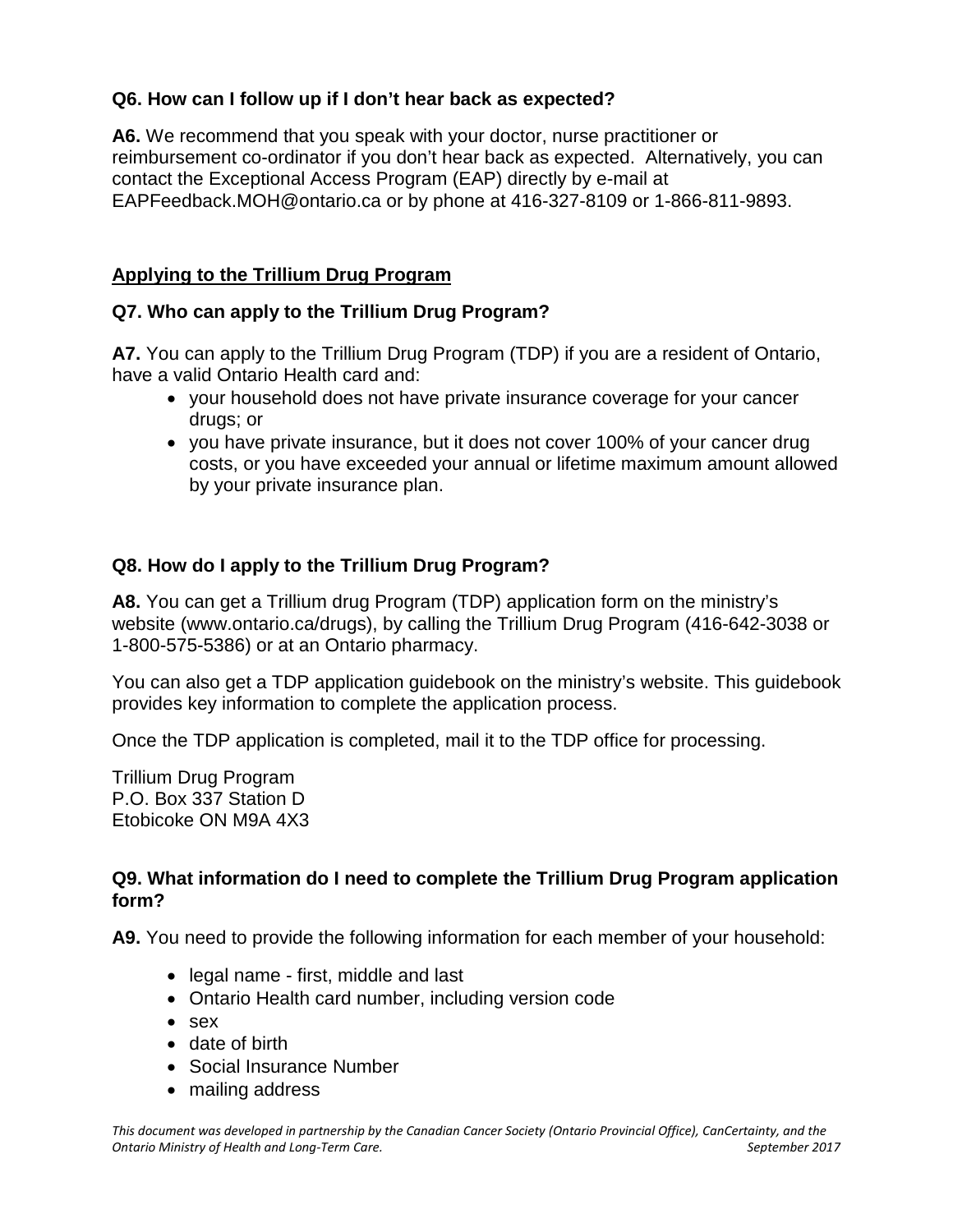**Q6. How can I follow up if I don't hear back as expected?**

**A6.** We recommend that you speak with your doctor, nurse practitioner or reimbursement co-ordinator if you don't hear back as expected. Alternatively, you can contact the Exceptional Access Program (EAP) directly by e-mail at EAPFeedback.MOH@ontario.ca or by phone at 416-327-8109 or 1-866-811-9893.

## Applying to the Trillium Drug Program

**Q7. Who can apply to the Trillium Drug Program?**

**A7.** You can apply to the Trillium Drug Program (TDP) if you are a resident of Ontario, have a valid Ontario Health card and:

- your household does not have private insurance coverage for your cancer drugs; or
- you have private insurance, but it does not cover 100% of your cancer drug costs, or you have exceeded your annual or lifetime maximum amount allowed by your private insurance plan.

**Q8. How do I apply to the Trillium Drug Program?**

**A8.** You can get a Trillium drug Program (TDP) application form on the ministry's website (www.ontario.ca/drugs), by calling the Trillium Drug Program (416-642-3038 or 1-800-575-5386) or at an Ontario pharmacy.

You can also get a TDP application guidebook on the ministry's website. This guidebook provides key information to complete the application process.

Once the TDP application is completed, mail it to the TDP office for processing.

Trillium Drug Program
P.O. Box 337 Station D
Etobicoke ON M9A 4X3

**Q9. What information do I need to complete the Trillium Drug Program application form?**

**A9.** You need to provide the following information for each member of your household:

- legal name - first, middle and last
- Ontario Health card number, including version code
- sex
- date of birth
- Social Insurance Number
- mailing address

*This document was developed in partnership by the Canadian Cancer Society (Ontario Provincial Office), CanCertainty, and the Ontario Ministry of Health and Long-Term Care.* *September 2017*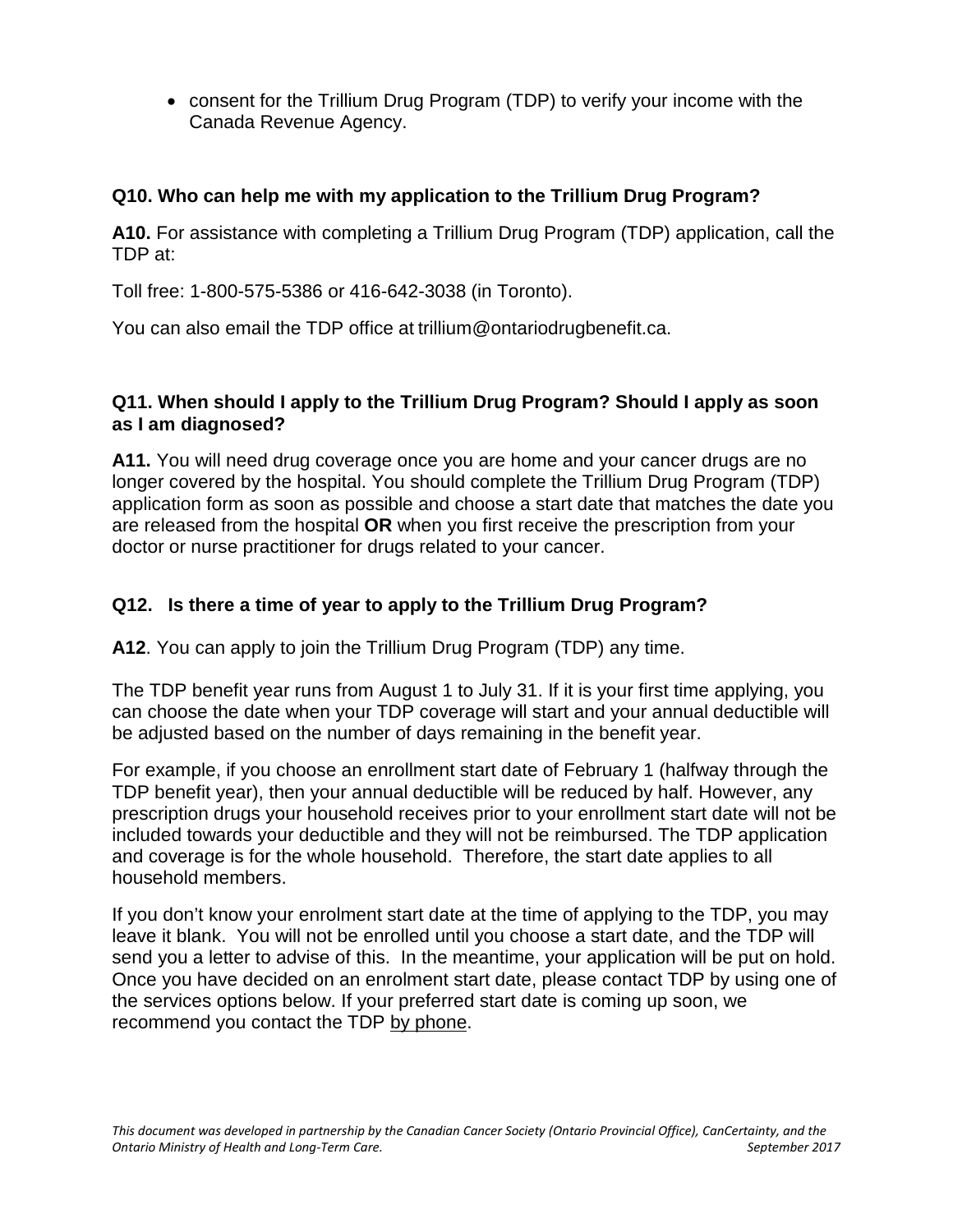- consent for the Trillium Drug Program (TDP) to verify your income with the Canada Revenue Agency.

### Q10. Who can help me with my application to the Trillium Drug Program?

**A10.** For assistance with completing a Trillium Drug Program (TDP) application, call the TDP at:

Toll free: 1-800-575-5386 or 416-642-3038 (in Toronto).

You can also email the TDP office at trillium@ontariodrugbenefit.ca.

### Q11. When should I apply to the Trillium Drug Program? Should I apply as soon as I am diagnosed?

**A11.** You will need drug coverage once you are home and your cancer drugs are no longer covered by the hospital. You should complete the Trillium Drug Program (TDP) application form as soon as possible and choose a start date that matches the date you are released from the hospital **OR** when you first receive the prescription from your doctor or nurse practitioner for drugs related to your cancer.

### Q12. Is there a time of year to apply to the Trillium Drug Program?

**A12**. You can apply to join the Trillium Drug Program (TDP) any time.

The TDP benefit year runs from August 1 to July 31. If it is your first time applying, you can choose the date when your TDP coverage will start and your annual deductible will be adjusted based on the number of days remaining in the benefit year.

For example, if you choose an enrollment start date of February 1 (halfway through the TDP benefit year), then your annual deductible will be reduced by half. However, any prescription drugs your household receives prior to your enrollment start date will not be included towards your deductible and they will not be reimbursed. The TDP application and coverage is for the whole household. Therefore, the start date applies to all household members.

If you don't know your enrolment start date at the time of applying to the TDP, you may leave it blank. You will not be enrolled until you choose a start date, and the TDP will send you a letter to advise of this. In the meantime, your application will be put on hold. Once you have decided on an enrolment start date, please contact TDP by using one of the services options below. If your preferred start date is coming up soon, we recommend you contact the TDP by phone.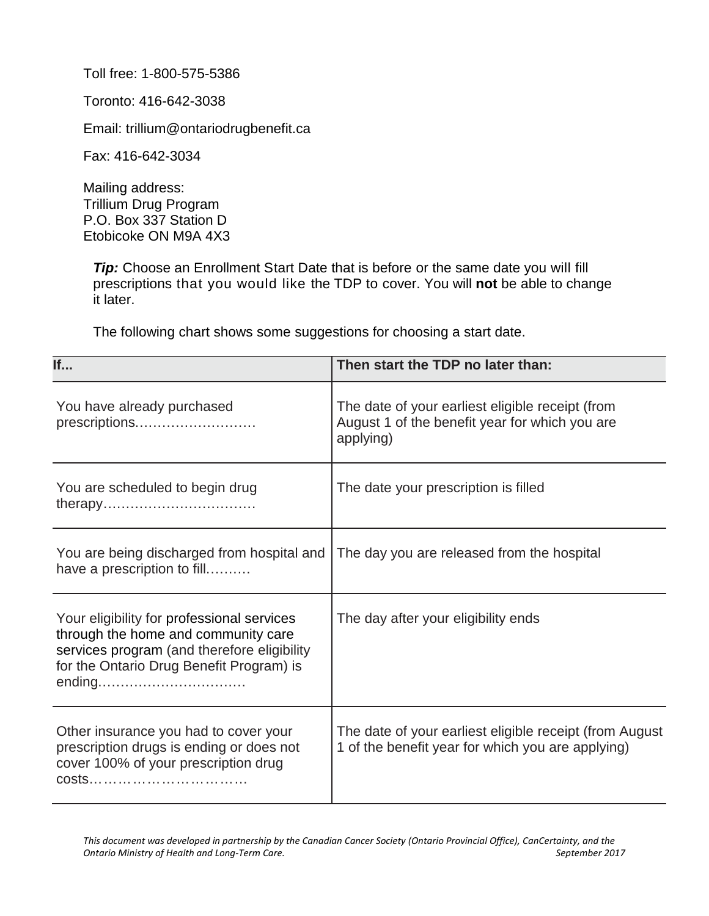Toll free: 1-800-575-5386

Toronto: 416-642-3038

Email: trillium@ontariodrugbenefit.ca

Fax: 416-642-3034

Mailing address:
Trillium Drug Program
P.O. Box 337 Station D
Etobicoke ON M9A 4X3

***Tip:*** Choose an Enrollment Start Date that is before or the same date you will fill prescriptions that you would like the TDP to cover. You will **not** be able to change it later.

The following chart shows some suggestions for choosing a start date.

| **If...** | **Then start the TDP no later than:** |
|---|---|
| You have already purchased prescriptions……………………… | The date of your earliest eligible receipt (from August 1 of the benefit year for which you are applying) |
| You are scheduled to begin drug therapy……………………………. | The date your prescription is filled |
| You are being discharged from hospital and have a prescription to fill………. | The day you are released from the hospital |
| Your eligibility for professional services through the home and community care services program (and therefore eligibility for the Ontario Drug Benefit Program) is ending……………………………. | The day after your eligibility ends |
| Other insurance you had to cover your prescription drugs is ending or does not cover 100% of your prescription drug costs…………………………… | The date of your earliest eligible receipt (from August 1 of the benefit year for which you are applying) |

*This document was developed in partnership by the Canadian Cancer Society (Ontario Provincial Office), CanCertainty, and the Ontario Ministry of Health and Long-Term Care.* *September 2017*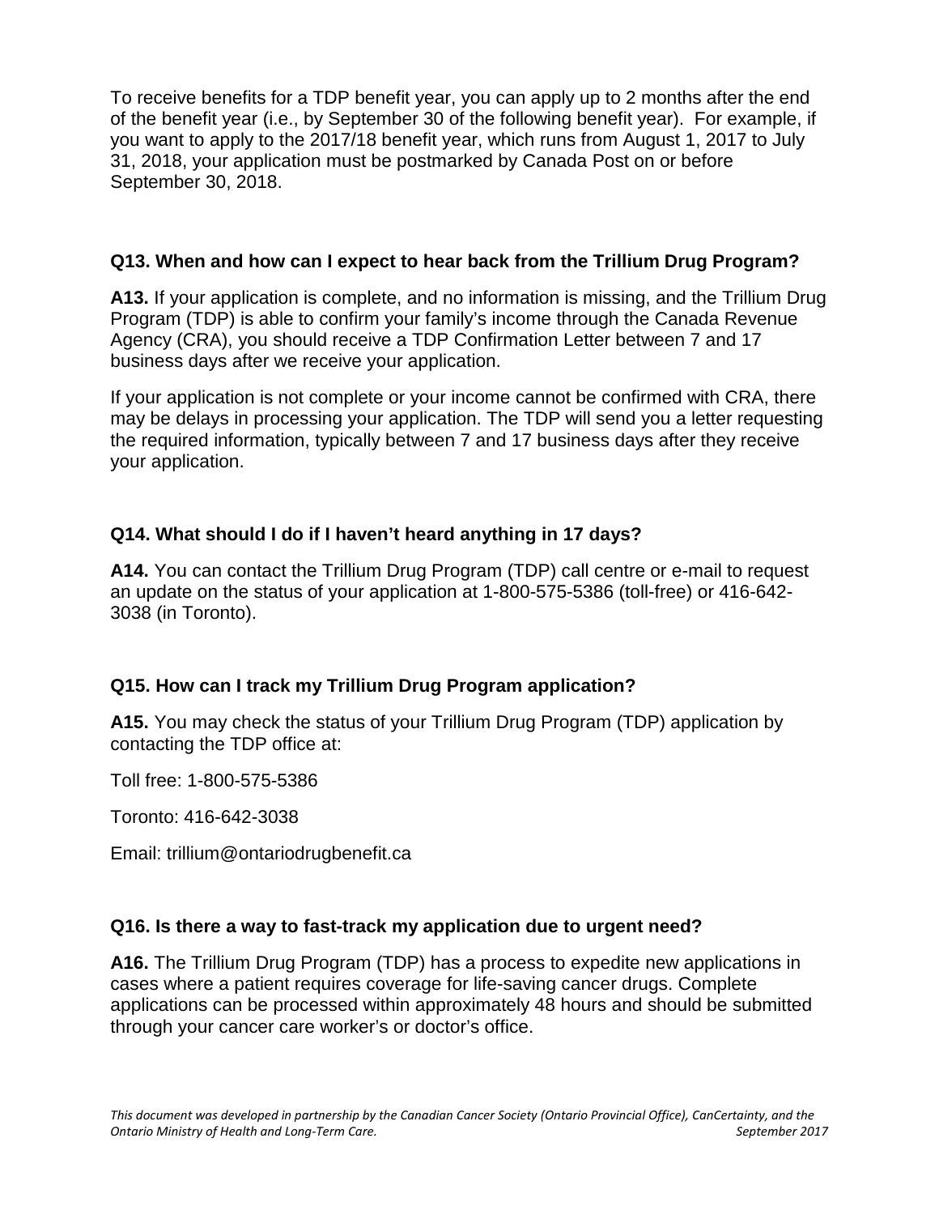To receive benefits for a TDP benefit year, you can apply up to 2 months after the end of the benefit year (i.e., by September 30 of the following benefit year). For example, if you want to apply to the 2017/18 benefit year, which runs from August 1, 2017 to July 31, 2018, your application must be postmarked by Canada Post on or before September 30, 2018.

### Q13. When and how can I expect to hear back from the Trillium Drug Program?

**A13.** If your application is complete, and no information is missing, and the Trillium Drug Program (TDP) is able to confirm your family's income through the Canada Revenue Agency (CRA), you should receive a TDP Confirmation Letter between 7 and 17 business days after we receive your application.

If your application is not complete or your income cannot be confirmed with CRA, there may be delays in processing your application. The TDP will send you a letter requesting the required information, typically between 7 and 17 business days after they receive your application.

### Q14. What should I do if I haven't heard anything in 17 days?

**A14.** You can contact the Trillium Drug Program (TDP) call centre or e-mail to request an update on the status of your application at 1-800-575-5386 (toll-free) or 416-642-3038 (in Toronto).

### Q15. How can I track my Trillium Drug Program application?

**A15.** You may check the status of your Trillium Drug Program (TDP) application by contacting the TDP office at:

Toll free: 1-800-575-5386

Toronto: 416-642-3038

Email: trillium@ontariodrugbenefit.ca

### Q16. Is there a way to fast-track my application due to urgent need?

**A16.** The Trillium Drug Program (TDP) has a process to expedite new applications in cases where a patient requires coverage for life-saving cancer drugs. Complete applications can be processed within approximately 48 hours and should be submitted through your cancer care worker's or doctor's office.

*This document was developed in partnership by the Canadian Cancer Society (Ontario Provincial Office), CanCertainty, and the Ontario Ministry of Health and Long-Term Care.* *September 2017*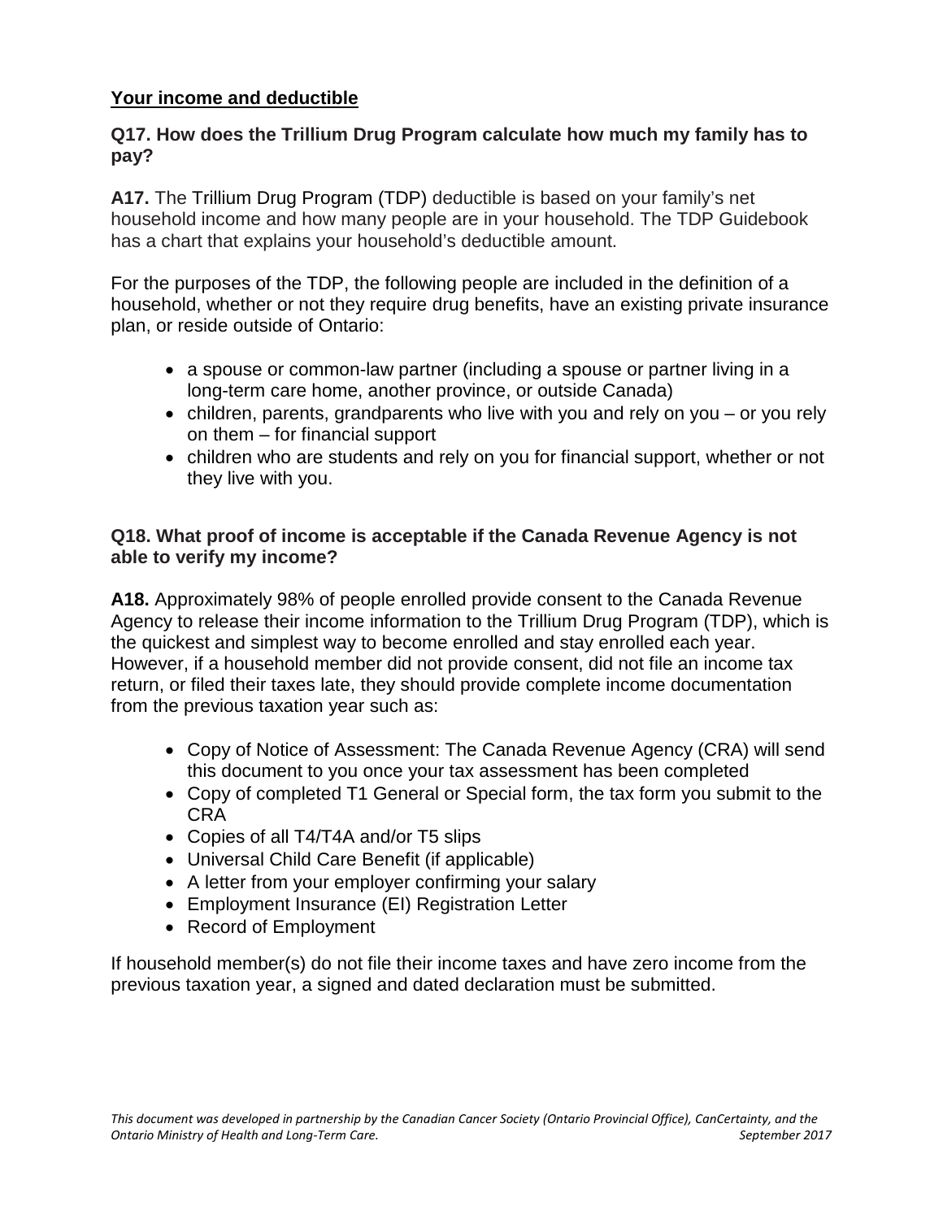## Your income and deductible

### Q17. How does the Trillium Drug Program calculate how much my family has to pay?

**A17.** The Trillium Drug Program (TDP) deductible is based on your family's net household income and how many people are in your household. The TDP Guidebook has a chart that explains your household's deductible amount.

For the purposes of the TDP, the following people are included in the definition of a household, whether or not they require drug benefits, have an existing private insurance plan, or reside outside of Ontario:

- a spouse or common-law partner (including a spouse or partner living in a long-term care home, another province, or outside Canada)
- children, parents, grandparents who live with you and rely on you – or you rely on them – for financial support
- children who are students and rely on you for financial support, whether or not they live with you.

### Q18. What proof of income is acceptable if the Canada Revenue Agency is not able to verify my income?

**A18.** Approximately 98% of people enrolled provide consent to the Canada Revenue Agency to release their income information to the Trillium Drug Program (TDP), which is the quickest and simplest way to become enrolled and stay enrolled each year. However, if a household member did not provide consent, did not file an income tax return, or filed their taxes late, they should provide complete income documentation from the previous taxation year such as:

- Copy of Notice of Assessment: The Canada Revenue Agency (CRA) will send this document to you once your tax assessment has been completed
- Copy of completed T1 General or Special form, the tax form you submit to the CRA
- Copies of all T4/T4A and/or T5 slips
- Universal Child Care Benefit (if applicable)
- A letter from your employer confirming your salary
- Employment Insurance (EI) Registration Letter
- Record of Employment

If household member(s) do not file their income taxes and have zero income from the previous taxation year, a signed and dated declaration must be submitted.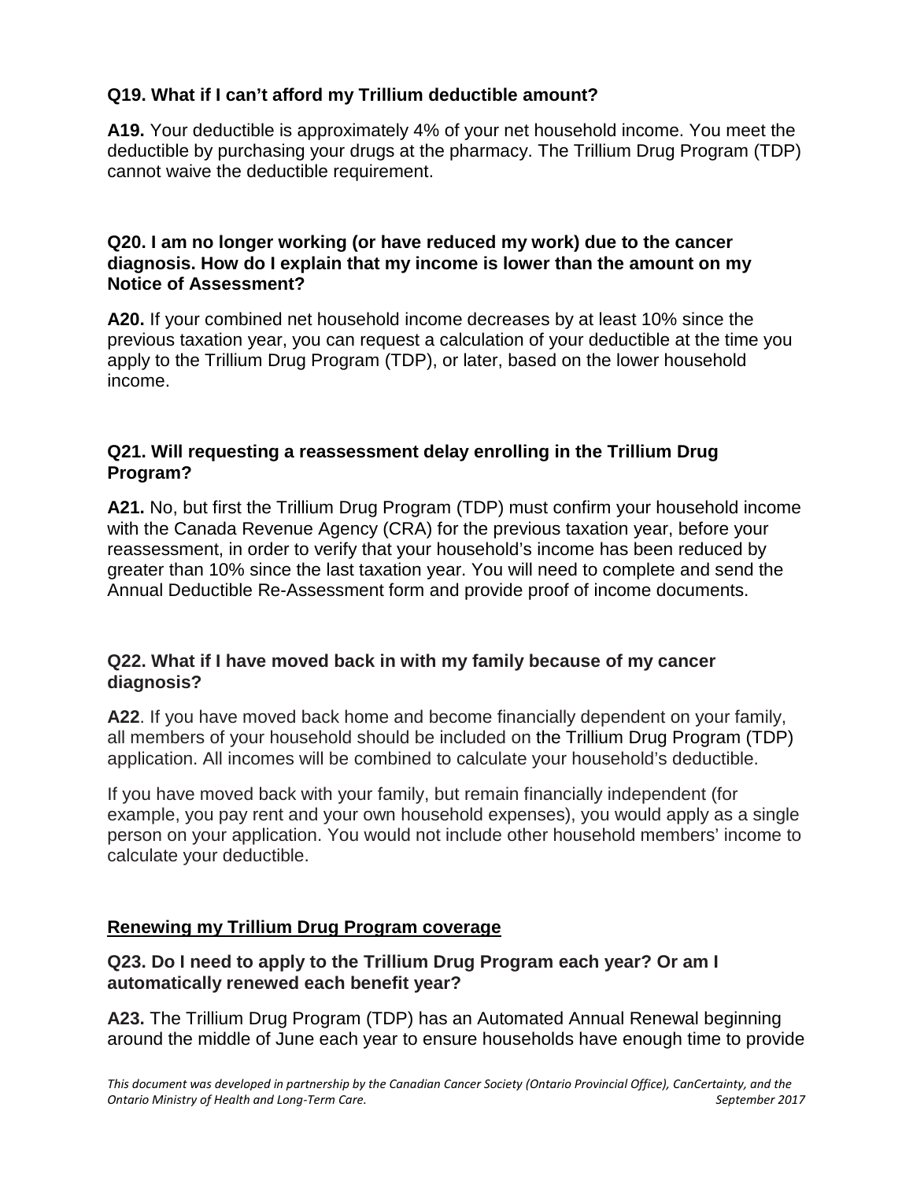**Q19. What if I can't afford my Trillium deductible amount?**

**A19.** Your deductible is approximately 4% of your net household income. You meet the deductible by purchasing your drugs at the pharmacy. The Trillium Drug Program (TDP) cannot waive the deductible requirement.

**Q20. I am no longer working (or have reduced my work) due to the cancer diagnosis. How do I explain that my income is lower than the amount on my Notice of Assessment?**

**A20.** If your combined net household income decreases by at least 10% since the previous taxation year, you can request a calculation of your deductible at the time you apply to the Trillium Drug Program (TDP), or later, based on the lower household income.

**Q21. Will requesting a reassessment delay enrolling in the Trillium Drug Program?**

**A21.** No, but first the Trillium Drug Program (TDP) must confirm your household income with the Canada Revenue Agency (CRA) for the previous taxation year, before your reassessment, in order to verify that your household's income has been reduced by greater than 10% since the last taxation year. You will need to complete and send the Annual Deductible Re-Assessment form and provide proof of income documents.

**Q22. What if I have moved back in with my family because of my cancer diagnosis?**

**A22**. If you have moved back home and become financially dependent on your family, all members of your household should be included on the Trillium Drug Program (TDP) application. All incomes will be combined to calculate your household's deductible.

If you have moved back with your family, but remain financially independent (for example, you pay rent and your own household expenses), you would apply as a single person on your application. You would not include other household members' income to calculate your deductible.

## <u>Renewing my Trillium Drug Program coverage</u>

**Q23. Do I need to apply to the Trillium Drug Program each year? Or am I automatically renewed each benefit year?**

**A23.** The Trillium Drug Program (TDP) has an Automated Annual Renewal beginning around the middle of June each year to ensure households have enough time to provide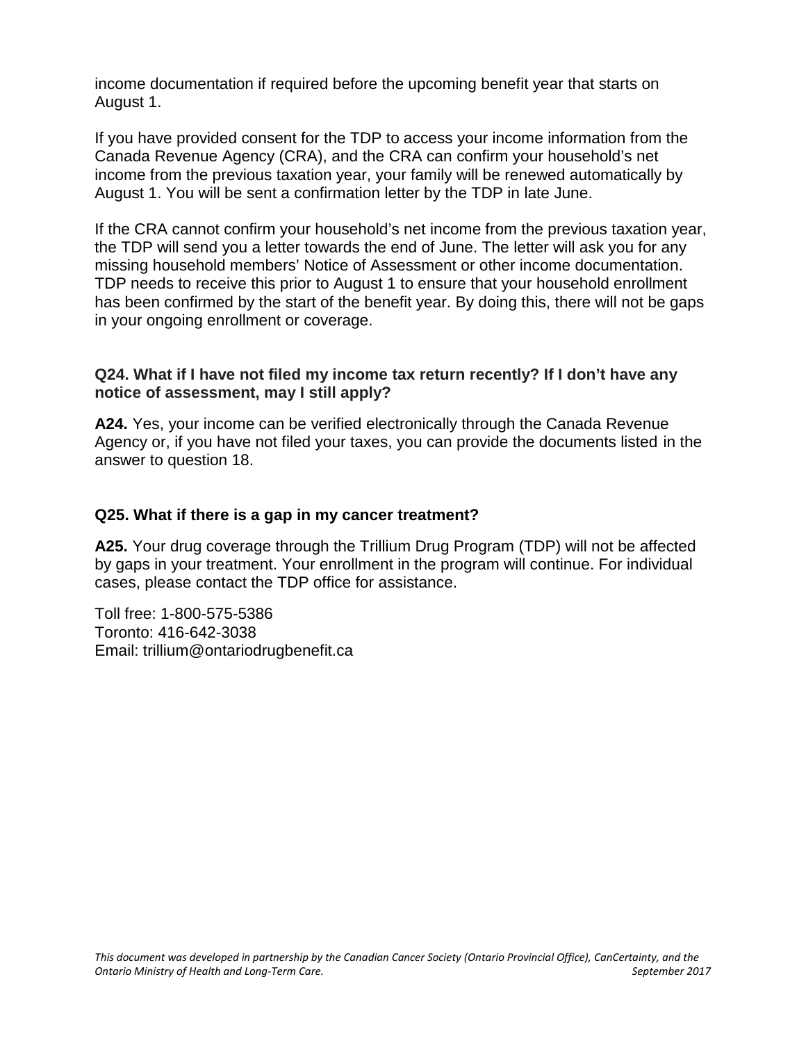income documentation if required before the upcoming benefit year that starts on August 1.

If you have provided consent for the TDP to access your income information from the Canada Revenue Agency (CRA), and the CRA can confirm your household's net income from the previous taxation year, your family will be renewed automatically by August 1. You will be sent a confirmation letter by the TDP in late June.

If the CRA cannot confirm your household's net income from the previous taxation year, the TDP will send you a letter towards the end of June. The letter will ask you for any missing household members' Notice of Assessment or other income documentation. TDP needs to receive this prior to August 1 to ensure that your household enrollment has been confirmed by the start of the benefit year. By doing this, there will not be gaps in your ongoing enrollment or coverage.

### Q24. What if I have not filed my income tax return recently? If I don't have any notice of assessment, may I still apply?

**A24.** Yes, your income can be verified electronically through the Canada Revenue Agency or, if you have not filed your taxes, you can provide the documents listed in the answer to question 18.

### Q25. What if there is a gap in my cancer treatment?

**A25.** Your drug coverage through the Trillium Drug Program (TDP) will not be affected by gaps in your treatment. Your enrollment in the program will continue. For individual cases, please contact the TDP office for assistance.

Toll free: 1-800-575-5386
Toronto: 416-642-3038
Email: trillium@ontariodrugbenefit.ca

*This document was developed in partnership by the Canadian Cancer Society (Ontario Provincial Office), CanCertainty, and the Ontario Ministry of Health and Long-Term Care.* *September 2017*